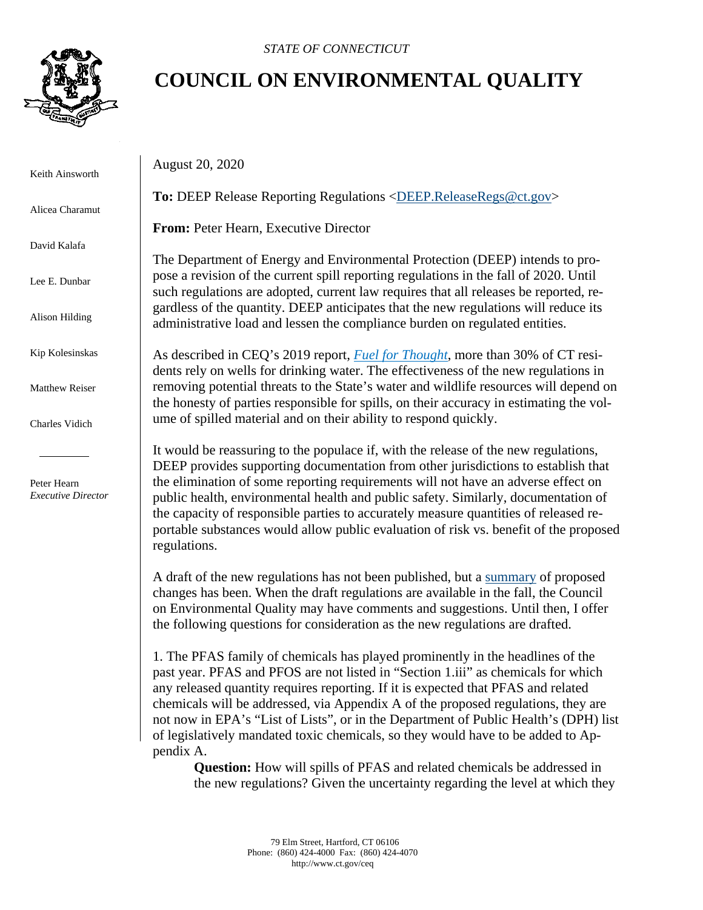*STATE OF CONNECTICUT*

# COUNCIL ON ENVIRONMENTAL QUALITY

Keith Ainsworth

Alicea Charamut

David Kalafa

Lee E. Dunbar

Alison Hilding

Kip Kolesinskas

Matthew Reiser

Charles Vidich

Peter Hearn
*Executive Director*

August 20, 2020

**To:** DEEP Release Reporting Regulations <DEEP.ReleaseRegs@ct.gov>

**From:** Peter Hearn, Executive Director

The Department of Energy and Environmental Protection (DEEP) intends to propose a revision of the current spill reporting regulations in the fall of 2020. Until such regulations are adopted, current law requires that all releases be reported, regardless of the quantity. DEEP anticipates that the new regulations will reduce its administrative load and lessen the compliance burden on regulated entities.

As described in CEQ's 2019 report, *Fuel for Thought*, more than 30% of CT residents rely on wells for drinking water. The effectiveness of the new regulations in removing potential threats to the State's water and wildlife resources will depend on the honesty of parties responsible for spills, on their accuracy in estimating the volume of spilled material and on their ability to respond quickly.

It would be reassuring to the populace if, with the release of the new regulations, DEEP provides supporting documentation from other jurisdictions to establish that the elimination of some reporting requirements will not have an adverse effect on public health, environmental health and public safety. Similarly, documentation of the capacity of responsible parties to accurately measure quantities of released reportable substances would allow public evaluation of risk vs. benefit of the proposed regulations.

A draft of the new regulations has not been published, but a summary of proposed changes has been. When the draft regulations are available in the fall, the Council on Environmental Quality may have comments and suggestions. Until then, I offer the following questions for consideration as the new regulations are drafted.

1. The PFAS family of chemicals has played prominently in the headlines of the past year. PFAS and PFOS are not listed in "Section 1.iii" as chemicals for which any released quantity requires reporting. If it is expected that PFAS and related chemicals will be addressed, via Appendix A of the proposed regulations, they are not now in EPA's "List of Lists", or in the Department of Public Health's (DPH) list of legislatively mandated toxic chemicals, so they would have to be added to Appendix A.

> **Question:** How will spills of PFAS and related chemicals be addressed in the new regulations? Given the uncertainty regarding the level at which they

79 Elm Street, Hartford, CT 06106
Phone: (860) 424-4000 Fax: (860) 424-4070
http://www.ct.gov/ceq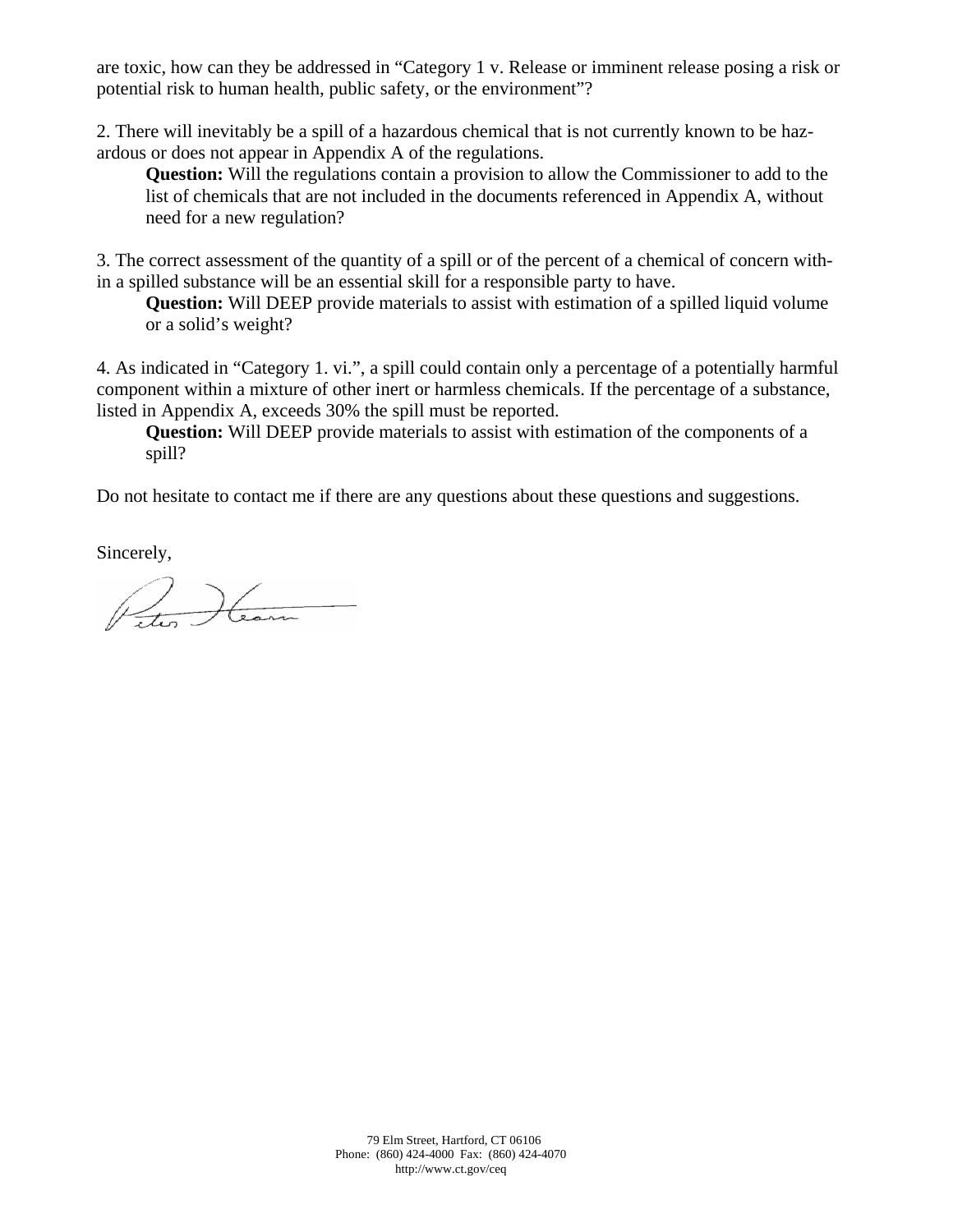are toxic, how can they be addressed in "Category 1 v. Release or imminent release posing a risk or potential risk to human health, public safety, or the environment"?

2. There will inevitably be a spill of a hazardous chemical that is not currently known to be hazardous or does not appear in Appendix A of the regulations.

> **Question:** Will the regulations contain a provision to allow the Commissioner to add to the list of chemicals that are not included in the documents referenced in Appendix A, without need for a new regulation?

3. The correct assessment of the quantity of a spill or of the percent of a chemical of concern within a spilled substance will be an essential skill for a responsible party to have.

> **Question:** Will DEEP provide materials to assist with estimation of a spilled liquid volume or a solid's weight?

4. As indicated in "Category 1. vi.", a spill could contain only a percentage of a potentially harmful component within a mixture of other inert or harmless chemicals. If the percentage of a substance, listed in Appendix A, exceeds 30% the spill must be reported.

> **Question:** Will DEEP provide materials to assist with estimation of the components of a spill?

Do not hesitate to contact me if there are any questions about these questions and suggestions.

Sincerely,

Peter Hearn

79 Elm Street, Hartford, CT 06106
Phone: (860) 424-4000 Fax: (860) 424-4070
http://www.ct.gov/ceq